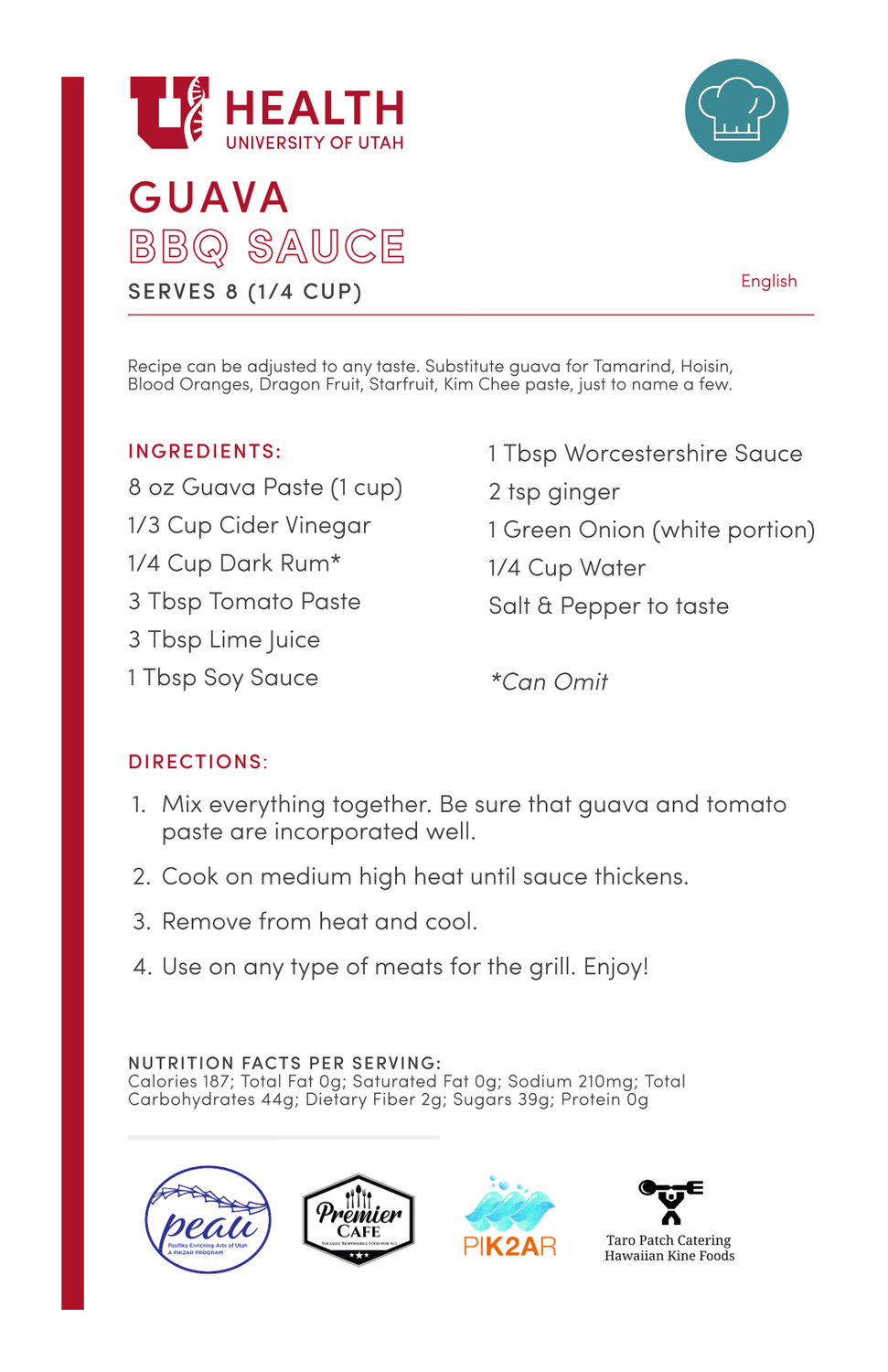HEALTH
UNIVERSITY OF UTAH

# GUAVA BBQ SAUCE

SERVES 8 (1/4 CUP)

English

Recipe can be adjusted to any taste. Substitute guava for Tamarind, Hoisin, Blood Oranges, Dragon Fruit, Starfruit, Kim Chee paste, just to name a few.

## INGREDIENTS:

8 oz Guava Paste (1 cup)
1/3 Cup Cider Vinegar
1/4 Cup Dark Rum*
3 Tbsp Tomato Paste
3 Tbsp Lime Juice
1 Tbsp Soy Sauce
1 Tbsp Worcestershire Sauce
2 tsp ginger
1 Green Onion (white portion)
1/4 Cup Water
Salt & Pepper to taste

*\*Can Omit*

## DIRECTIONS:

1. Mix everything together. Be sure that guava and tomato paste are incorporated well.
2. Cook on medium high heat until sauce thickens.
3. Remove from heat and cool.
4. Use on any type of meats for the grill. Enjoy!

**NUTRITION FACTS PER SERVING:**
Calories 187; Total Fat 0g; Saturated Fat 0g; Sodium 210mg; Total Carbohydrates 44g; Dietary Fiber 2g; Sugars 39g; Protein 0g

peau — Pasifika Enriching Arts of Utah, A PIK2AR Program
Premier Cafe — Socially Responsible Food for All
PIK2AR
Taro Patch Catering Hawaiian Kine Foods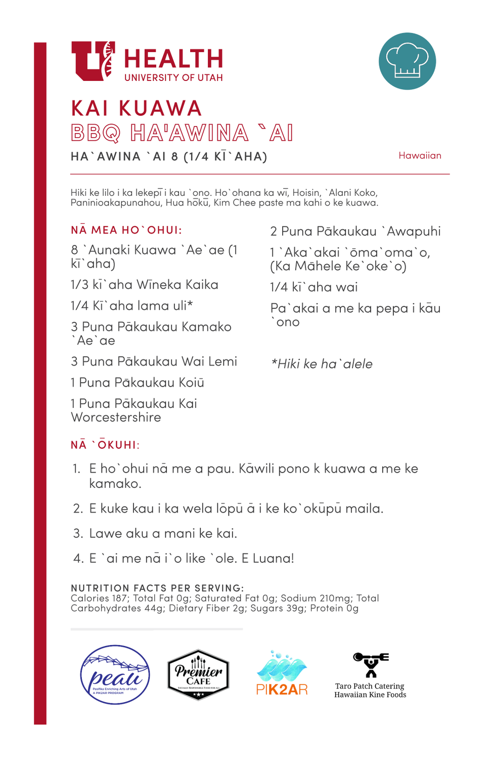HEALTH
UNIVERSITY OF UTAH

# KAI KUAWA
# BBQ HA'AWINA `AI

**HA`AWINA `AI 8 (1/4 KĪ`AHA)**

Hawaiian

Hiki ke lilo i ka lekepī i kau `ono. Ho`ohana ka wī, Hoisin, `Alani Koko, Paninioakapunahou, Hua hōkū, Kim Chee paste ma kahi o ke kuawa.

## NĀ MEA HO`OHUI:

8 `Aunaki Kuawa `Ae`ae (1 kī`aha)

1/3 kī`aha Wīneka Kaika

1/4 Kī`aha lama uli*

3 Puna Pākaukau Kamako `Ae`ae

3 Puna Pākaukau Wai Lemi

1 Puna Pākaukau Koiū

1 Puna Pākaukau Kai Worcestershire

2 Puna Pākaukau `Awapuhi

1 `Aka`akai `ōma`oma`o, (Ka Māhele Ke`oke`o)

1/4 kī`aha wai

Pa`akai a me ka pepa i kāu `ono

*Hiki ke ha`alele*

## NĀ `ŌKUHI:

1. E ho`ohui nā me a pau. Kāwili pono k kuawa a me ke kamako.
2. E kuke kau i ka wela lōpū ā i ke ko`okūpū maila.
3. Lawe aku a mani ke kai.
4. E `ai me nā i`o like `ole. E Luana!

**NUTRITION FACTS PER SERVING:**
Calories 187; Total Fat 0g; Saturated Fat 0g; Sodium 210mg; Total Carbohydrates 44g; Dietary Fiber 2g; Sugars 39g; Protein 0g

peau — Pasifika Enriching Arts of Utah, A PIK2AR Program | Premier Cafe | PIK2AR | Taro Patch Catering Hawaiian Kine Foods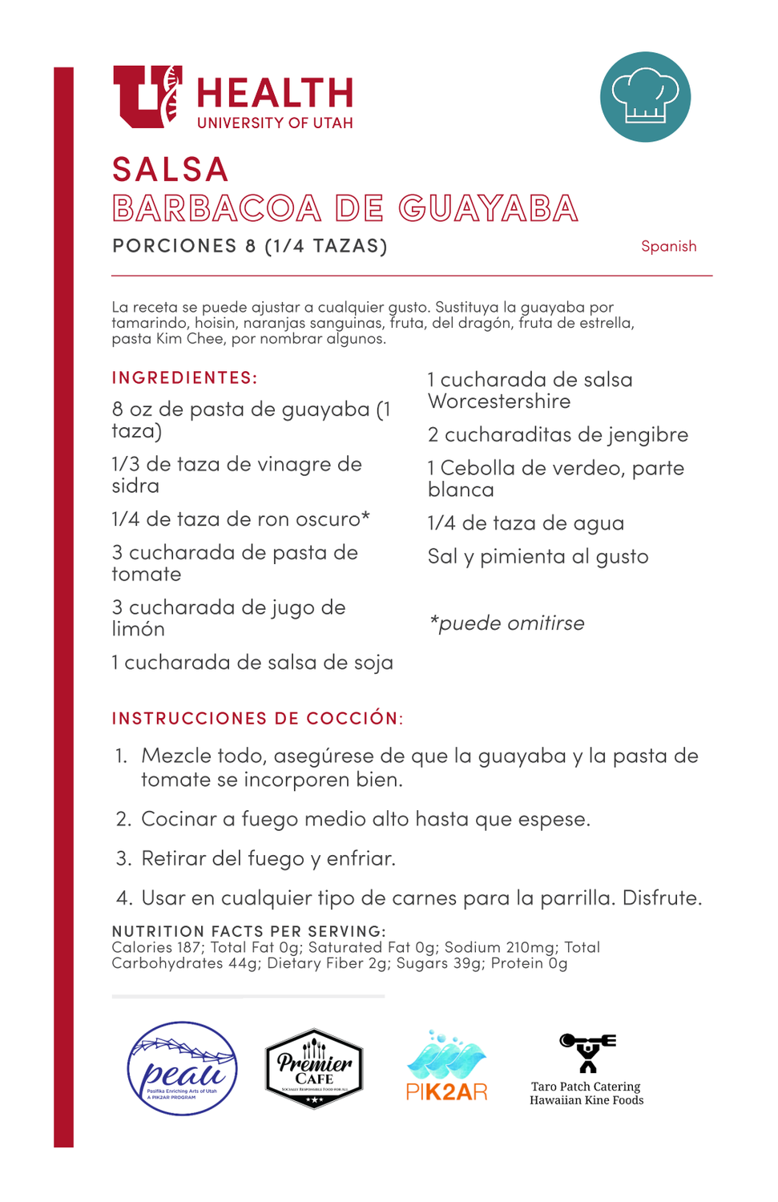HEALTH
UNIVERSITY OF UTAH

# SALSA BARBACOA DE GUAYABA

## PORCIONES 8 (1/4 TAZAS)

Spanish

La receta se puede ajustar a cualquier gusto. Sustituya la guayaba por tamarindo, hoisin, naranjas sanguinas, fruta, del dragón, fruta de estrella, pasta Kim Chee, por nombrar algunos.

### INGREDIENTES:

- 8 oz de pasta de guayaba (1 taza)
- 1/3 de taza de vinagre de sidra
- 1/4 de taza de ron oscuro*
- 3 cucharada de pasta de tomate
- 3 cucharada de jugo de limón
- 1 cucharada de salsa de soja
- 1 cucharada de salsa Worcestershire
- 2 cucharaditas de jengibre
- 1 Cebolla de verdeo, parte blanca
- 1/4 de taza de agua
- Sal y pimienta al gusto

*puede omitirse*

### INSTRUCCIONES DE COCCIÓN:

1. Mezcle todo, asegúrese de que la guayaba y la pasta de tomate se incorporen bien.
2. Cocinar a fuego medio alto hasta que espese.
3. Retirar del fuego y enfriar.
4. Usar en cualquier tipo de carnes para la parrilla. Disfrute.

**NUTRITION FACTS PER SERVING:**
Calories 187; Total Fat 0g; Saturated Fat 0g; Sodium 210mg; Total Carbohydrates 44g; Dietary Fiber 2g; Sugars 39g; Protein 0g

peau — Pasifika Enriching Arts of Utah — A PIK2AR PROGRAM

Premier Cafe — Socially Responsible Food for All

PIK2AR

Taro Patch Catering
Hawaiian Kine Foods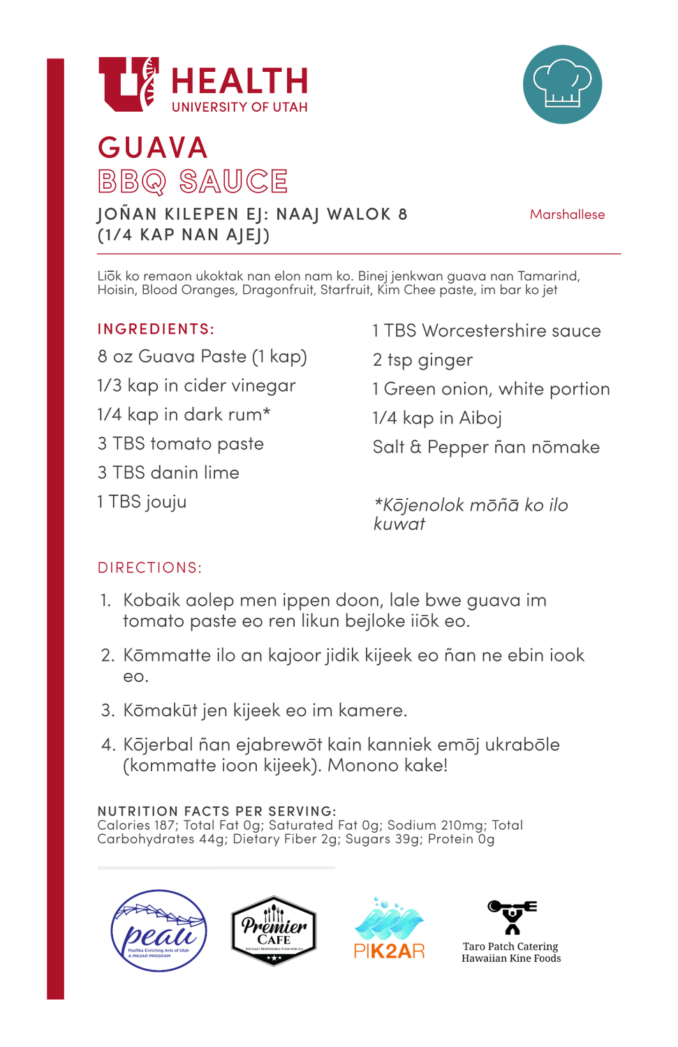HEALTH
UNIVERSITY OF UTAH

# GUAVA BBQ SAUCE

## JOÑAN KILEPEN EJ: NAAJ WALOK 8 (1/4 KAP NAN AJEJ)

Marshallese

Liōk ko remaon ukoktak nan elon nam ko. Binej jenkwan guava nan Tamarind, Hoisin, Blood Oranges, Dragonfruit, Starfruit, Kim Chee paste, im bar ko jet

### INGREDIENTS:

- 8 oz Guava Paste (1 kap)
- 1/3 kap in cider vinegar
- 1/4 kap in dark rum*
- 3 TBS tomato paste
- 3 TBS danin lime
- 1 TBS jouju
- 1 TBS Worcestershire sauce
- 2 tsp ginger
- 1 Green onion, white portion
- 1/4 kap in Aiboj
- Salt & Pepper ñan nōmake

*Kōjenolok mōñā ko ilo kuwat*

### DIRECTIONS:

1. Kobaik aolep men ippen doon, lale bwe guava im tomato paste eo ren likun bejloke iiōk eo.
2. Kōmmatte ilo an kajoor jidik kijeek eo ñan ne ebin iook eo.
3. Kōmakūt jen kijeek eo im kamere.
4. Kōjerbal ñan ejabrewōt kain kanniek emōj ukrabōle (kommatte ioon kijeek). Monono kake!

**NUTRITION FACTS PER SERVING:**
Calories 187; Total Fat 0g; Saturated Fat 0g; Sodium 210mg; Total Carbohydrates 44g; Dietary Fiber 2g; Sugars 39g; Protein 0g

peau – Pasifika Enriching Arts of Utah – A PIK2AR PROGRAM

Premier Cafe – Socially Responsible Food for All

PIK2AR

Taro Patch Catering
Hawaiian Kine Foods